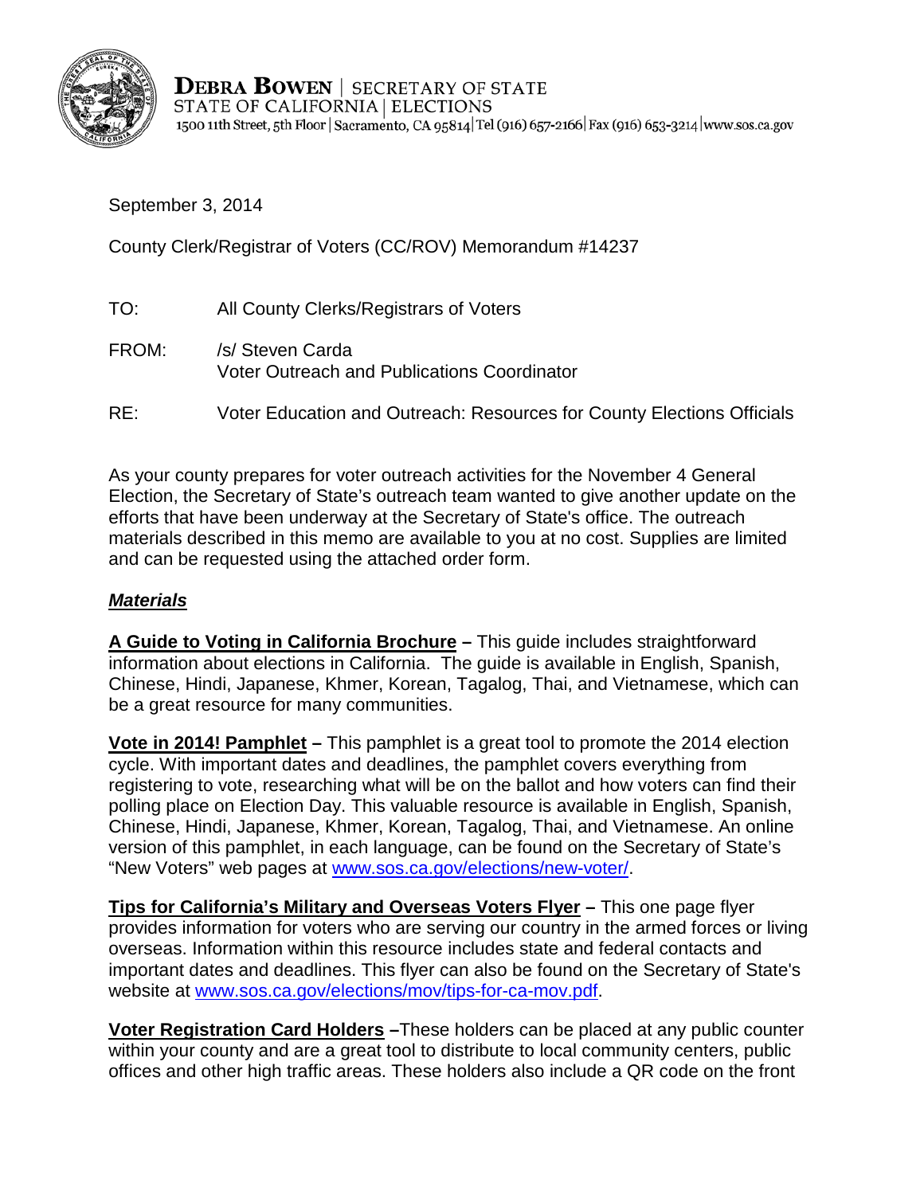**DEBRA BOWEN** | SECRETARY OF STATE
STATE OF CALIFORNIA | ELECTIONS
1500 11th Street, 5th Floor | Sacramento, CA 95814 | Tel (916) 657-2166 | Fax (916) 653-3214 | www.sos.ca.gov

September 3, 2014

County Clerk/Registrar of Voters (CC/ROV) Memorandum #14237

TO: All County Clerks/Registrars of Voters

FROM: /s/ Steven Carda
Voter Outreach and Publications Coordinator

RE: Voter Education and Outreach: Resources for County Elections Officials

As your county prepares for voter outreach activities for the November 4 General Election, the Secretary of State's outreach team wanted to give another update on the efforts that have been underway at the Secretary of State's office. The outreach materials described in this memo are available to you at no cost. Supplies are limited and can be requested using the attached order form.

***Materials***

**A Guide to Voting in California Brochure –** This guide includes straightforward information about elections in California. The guide is available in English, Spanish, Chinese, Hindi, Japanese, Khmer, Korean, Tagalog, Thai, and Vietnamese, which can be a great resource for many communities.

**Vote in 2014! Pamphlet –** This pamphlet is a great tool to promote the 2014 election cycle. With important dates and deadlines, the pamphlet covers everything from registering to vote, researching what will be on the ballot and how voters can find their polling place on Election Day. This valuable resource is available in English, Spanish, Chinese, Hindi, Japanese, Khmer, Korean, Tagalog, Thai, and Vietnamese. An online version of this pamphlet, in each language, can be found on the Secretary of State's "New Voters" web pages at www.sos.ca.gov/elections/new-voter/.

**Tips for California's Military and Overseas Voters Flyer –** This one page flyer provides information for voters who are serving our country in the armed forces or living overseas. Information within this resource includes state and federal contacts and important dates and deadlines. This flyer can also be found on the Secretary of State's website at www.sos.ca.gov/elections/mov/tips-for-ca-mov.pdf.

**Voter Registration Card Holders –**These holders can be placed at any public counter within your county and are a great tool to distribute to local community centers, public offices and other high traffic areas. These holders also include a QR code on the front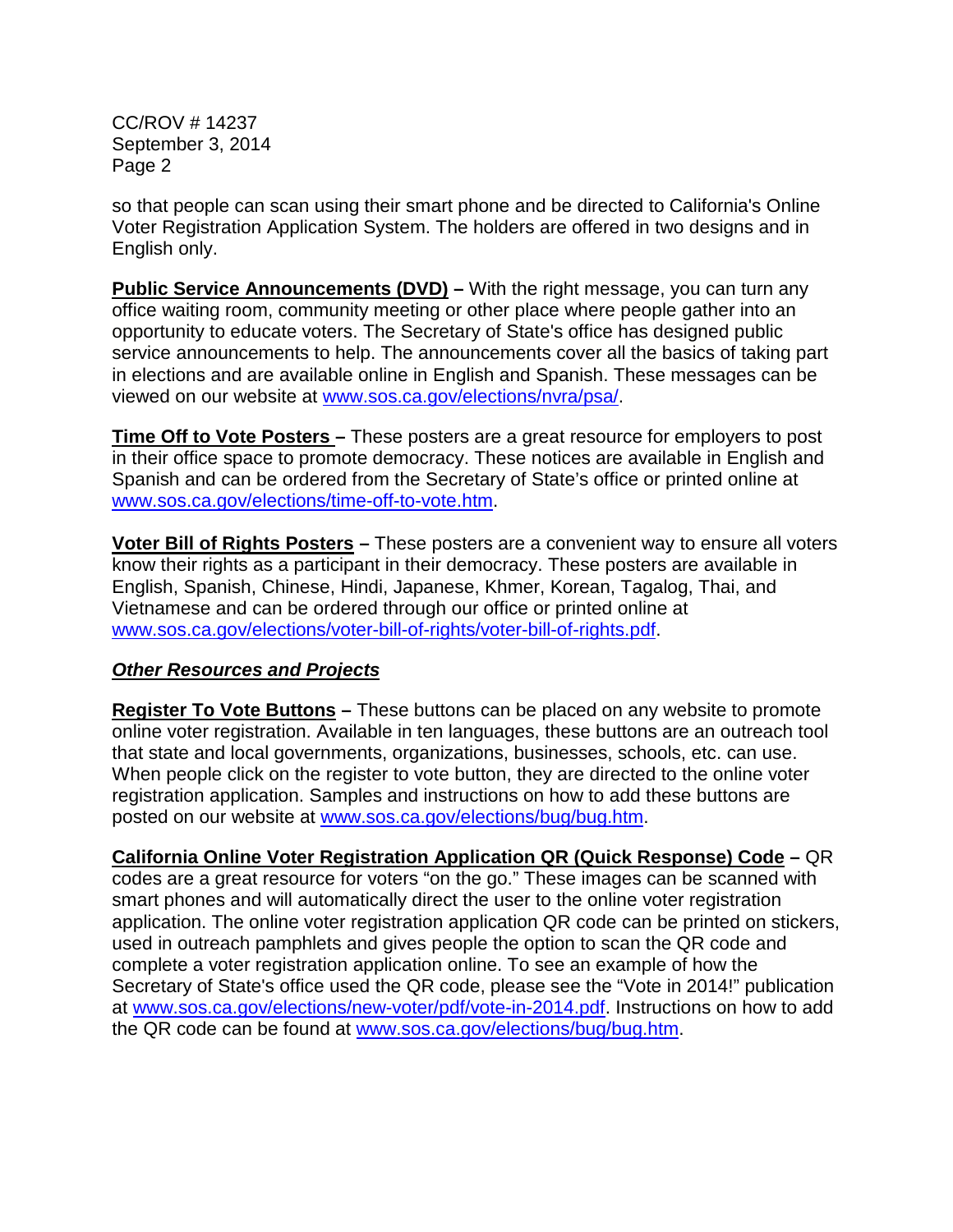so that people can scan using their smart phone and be directed to California's Online Voter Registration Application System. The holders are offered in two designs and in English only.

**Public Service Announcements (DVD) –** With the right message, you can turn any office waiting room, community meeting or other place where people gather into an opportunity to educate voters. The Secretary of State's office has designed public service announcements to help. The announcements cover all the basics of taking part in elections and are available online in English and Spanish. These messages can be viewed on our website at www.sos.ca.gov/elections/nvra/psa/.

**Time Off to Vote Posters –** These posters are a great resource for employers to post in their office space to promote democracy. These notices are available in English and Spanish and can be ordered from the Secretary of State's office or printed online at www.sos.ca.gov/elections/time-off-to-vote.htm.

**Voter Bill of Rights Posters –** These posters are a convenient way to ensure all voters know their rights as a participant in their democracy. These posters are available in English, Spanish, Chinese, Hindi, Japanese, Khmer, Korean, Tagalog, Thai, and Vietnamese and can be ordered through our office or printed online at www.sos.ca.gov/elections/voter-bill-of-rights/voter-bill-of-rights.pdf.

***Other Resources and Projects***

**Register To Vote Buttons –** These buttons can be placed on any website to promote online voter registration. Available in ten languages, these buttons are an outreach tool that state and local governments, organizations, businesses, schools, etc. can use. When people click on the register to vote button, they are directed to the online voter registration application. Samples and instructions on how to add these buttons are posted on our website at www.sos.ca.gov/elections/bug/bug.htm.

**California Online Voter Registration Application QR (Quick Response) Code –** QR codes are a great resource for voters "on the go." These images can be scanned with smart phones and will automatically direct the user to the online voter registration application. The online voter registration application QR code can be printed on stickers, used in outreach pamphlets and gives people the option to scan the QR code and complete a voter registration application online. To see an example of how the Secretary of State's office used the QR code, please see the "Vote in 2014!" publication at www.sos.ca.gov/elections/new-voter/pdf/vote-in-2014.pdf. Instructions on how to add the QR code can be found at www.sos.ca.gov/elections/bug/bug.htm.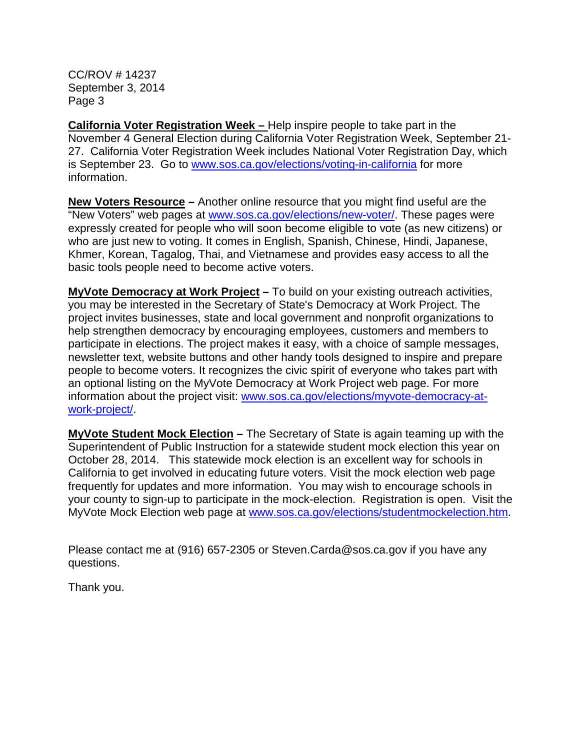**California Voter Registration Week –** Help inspire people to take part in the November 4 General Election during California Voter Registration Week, September 21-27. California Voter Registration Week includes National Voter Registration Day, which is September 23. Go to www.sos.ca.gov/elections/voting-in-california for more information.

**New Voters Resource –** Another online resource that you might find useful are the "New Voters" web pages at www.sos.ca.gov/elections/new-voter/. These pages were expressly created for people who will soon become eligible to vote (as new citizens) or who are just new to voting. It comes in English, Spanish, Chinese, Hindi, Japanese, Khmer, Korean, Tagalog, Thai, and Vietnamese and provides easy access to all the basic tools people need to become active voters.

**MyVote Democracy at Work Project –** To build on your existing outreach activities, you may be interested in the Secretary of State's Democracy at Work Project. The project invites businesses, state and local government and nonprofit organizations to help strengthen democracy by encouraging employees, customers and members to participate in elections. The project makes it easy, with a choice of sample messages, newsletter text, website buttons and other handy tools designed to inspire and prepare people to become voters. It recognizes the civic spirit of everyone who takes part with an optional listing on the MyVote Democracy at Work Project web page. For more information about the project visit: www.sos.ca.gov/elections/myvote-democracy-at-work-project/.

**MyVote Student Mock Election –** The Secretary of State is again teaming up with the Superintendent of Public Instruction for a statewide student mock election this year on October 28, 2014. This statewide mock election is an excellent way for schools in California to get involved in educating future voters. Visit the mock election web page frequently for updates and more information. You may wish to encourage schools in your county to sign-up to participate in the mock-election. Registration is open. Visit the MyVote Mock Election web page at www.sos.ca.gov/elections/studentmockelection.htm.

Please contact me at (916) 657-2305 or Steven.Carda@sos.ca.gov if you have any questions.

Thank you.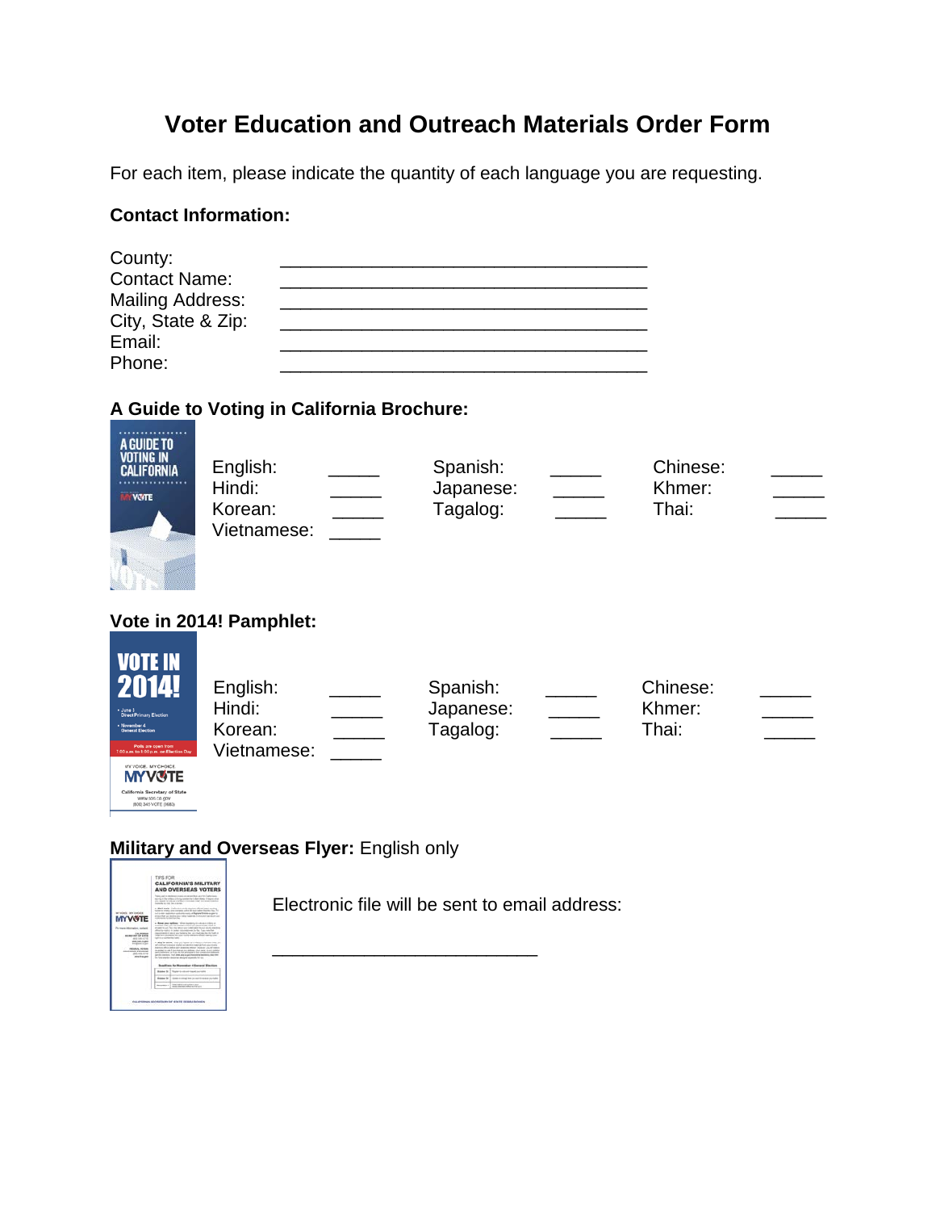# Voter Education and Outreach Materials Order Form

For each item, please indicate the quantity of each language you are requesting.

**Contact Information:**

County: ______________________________________
Contact Name: ______________________________________
Mailing Address: ______________________________________
City, State & Zip: ______________________________________
Email: ______________________________________
Phone: ______________________________________

**A Guide to Voting in California Brochure:**

| | | | | | |
|---|---|---|---|---|---|
| English: | _____ | Spanish: | _____ | Chinese: | _____ |
| Hindi: | _____ | Japanese: | _____ | Khmer: | _____ |
| Korean: | _____ | Tagalog: | _____ | Thai: | _____ |
| Vietnamese: | _____ | | | | |

**Vote in 2014! Pamphlet:**

| | | | | | |
|---|---|---|---|---|---|
| English: | _____ | Spanish: | _____ | Chinese: | _____ |
| Hindi: | _____ | Japanese: | _____ | Khmer: | _____ |
| Korean: | _____ | Tagalog: | _____ | Thai: | _____ |
| Vietnamese: | _____ | | | | |

**Military and Overseas Flyer:** English only

Electronic file will be sent to email address:

_____________________________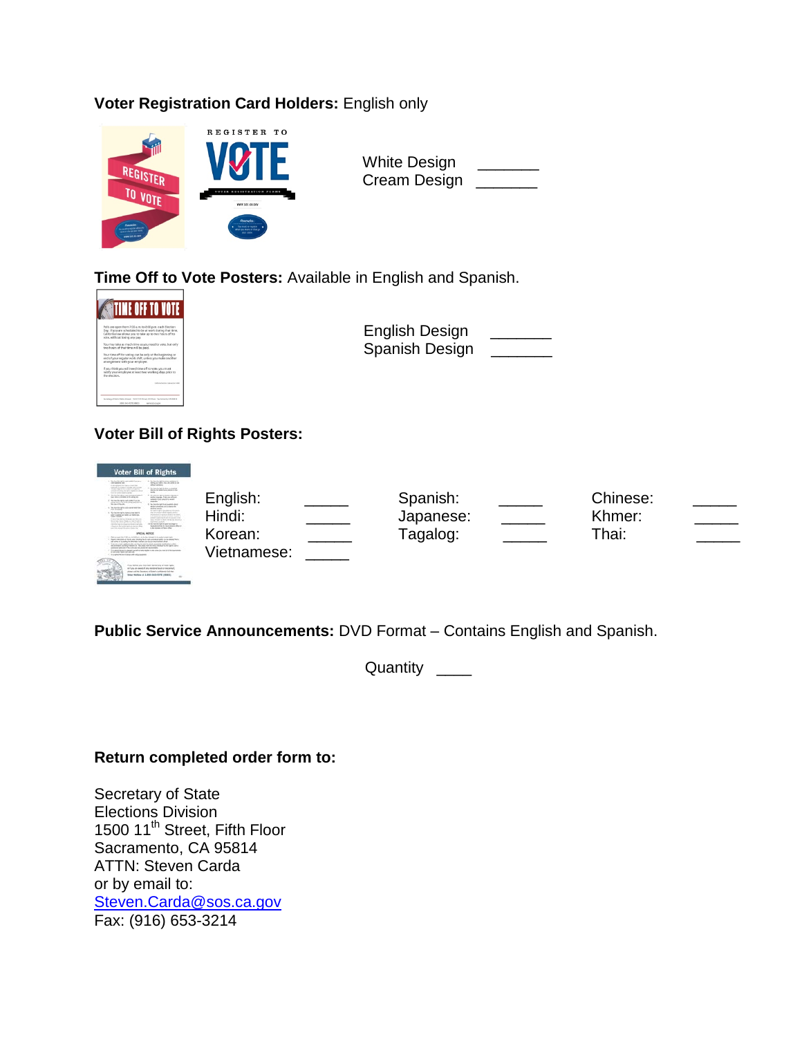**Voter Registration Card Holders:** English only

White Design _______
Cream Design _______

**Time Off to Vote Posters:** Available in English and Spanish.

English Design _______
Spanish Design _______

**Voter Bill of Rights Posters:**

| | | |
|---|---|---|
| English: _____ | Spanish: _____ | Chinese: _____ |
| Hindi: _____ | Japanese: _____ | Khmer: _____ |
| Korean: _____ | Tagalog: _____ | Thai: _____ |
| Vietnamese: _____ | | |

**Public Service Announcements:** DVD Format – Contains English and Spanish.

Quantity ____

**Return completed order form to:**

Secretary of State
Elections Division
1500 11th Street, Fifth Floor
Sacramento, CA 95814
ATTN: Steven Carda
or by email to:
Steven.Carda@sos.ca.gov
Fax: (916) 653-3214